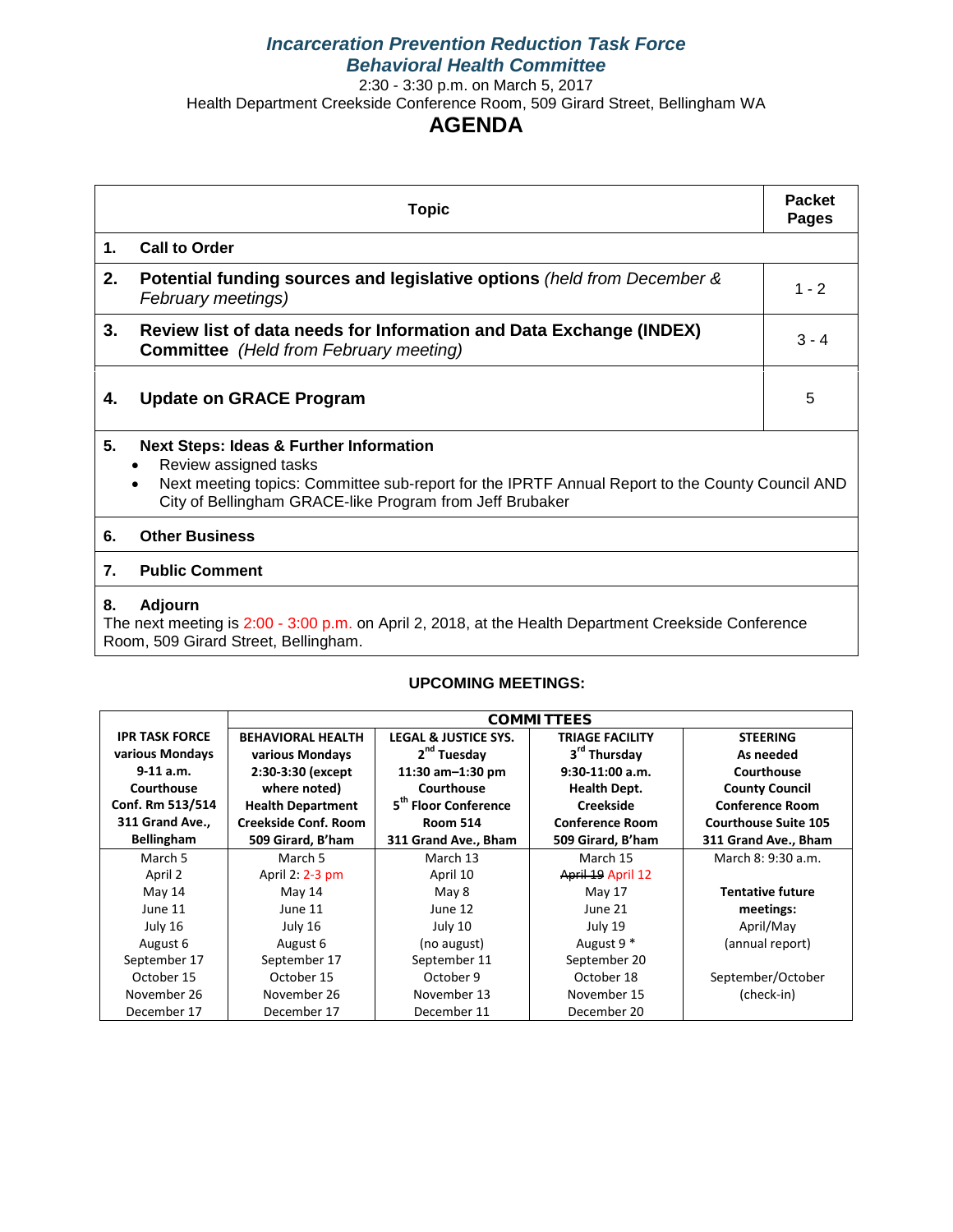## *Incarceration Prevention Reduction Task Force*
## *Behavioral Health Committee*

2:30 - 3:30 p.m. on March 5, 2017

Health Department Creekside Conference Room, 509 Girard Street, Bellingham WA

# AGENDA

| | Topic | Packet Pages |
|---|---|---|
| **1.** | **Call to Order** | |
| **2.** | **Potential funding sources and legislative options** *(held from December & February meetings)* | 1 - 2 |
| **3.** | **Review list of data needs for Information and Data Exchange (INDEX) Committee** *(Held from February meeting)* | 3 - 4 |
| **4.** | **Update on GRACE Program** | 5 |
| **5.** | **Next Steps: Ideas & Further Information**<br>• Review assigned tasks<br>• Next meeting topics: Committee sub-report for the IPRTF Annual Report to the County Council AND City of Bellingham GRACE-like Program from Jeff Brubaker | |
| **6.** | **Other Business** | |
| **7.** | **Public Comment** | |
| **8.** | **Adjourn**<br>The next meeting is 2:00 - 3:00 p.m. on April 2, 2018, at the Health Department Creekside Conference Room, 509 Girard Street, Bellingham. | |

**UPCOMING MEETINGS:**

| | **COMMITTEES** | | | |
|---|---|---|---|---|
| **IPR TASK FORCE various Mondays 9-11 a.m. Courthouse Conf. Rm 513/514 311 Grand Ave., Bellingham** | **BEHAVIORAL HEALTH various Mondays 2:30-3:30 (except where noted) Health Department Creekside Conf. Room 509 Girard, B'ham** | **LEGAL & JUSTICE SYS. 2nd Tuesday 11:30 am–1:30 pm Courthouse 5th Floor Conference Room 514 311 Grand Ave., Bham** | **TRIAGE FACILITY 3rd Thursday 9:30-11:00 a.m. Health Dept. Creekside Conference Room 509 Girard, B'ham** | **STEERING As needed Courthouse County Council Conference Room Courthouse Suite 105 311 Grand Ave., Bham** |
| March 5 | March 5 | March 13 | March 15 | March 8: 9:30 a.m. |
| April 2 | April 2: 2-3 pm | April 10 | ~~April 19~~ April 12 | |
| May 14 | May 14 | May 8 | May 17 | **Tentative future meetings:** |
| June 11 | June 11 | June 12 | June 21 | April/May |
| July 16 | July 16 | July 10 | July 19 | (annual report) |
| August 6 | August 6 | (no august) | August 9 * | |
| September 17 | September 17 | September 11 | September 20 | |
| October 15 | October 15 | October 9 | October 18 | September/October |
| November 26 | November 26 | November 13 | November 15 | (check-in) |
| December 17 | December 17 | December 11 | December 20 | |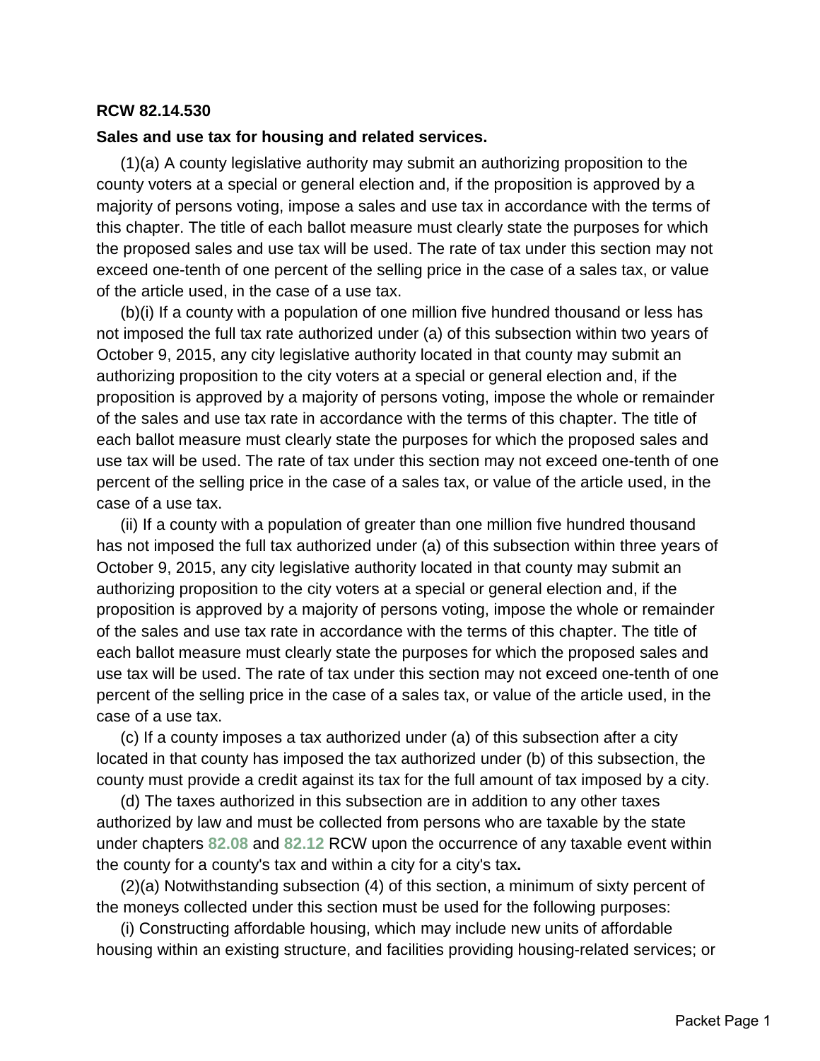**RCW 82.14.530**

**Sales and use tax for housing and related services.**

(1)(a) A county legislative authority may submit an authorizing proposition to the county voters at a special or general election and, if the proposition is approved by a majority of persons voting, impose a sales and use tax in accordance with the terms of this chapter. The title of each ballot measure must clearly state the purposes for which the proposed sales and use tax will be used. The rate of tax under this section may not exceed one-tenth of one percent of the selling price in the case of a sales tax, or value of the article used, in the case of a use tax.

(b)(i) If a county with a population of one million five hundred thousand or less has not imposed the full tax rate authorized under (a) of this subsection within two years of October 9, 2015, any city legislative authority located in that county may submit an authorizing proposition to the city voters at a special or general election and, if the proposition is approved by a majority of persons voting, impose the whole or remainder of the sales and use tax rate in accordance with the terms of this chapter. The title of each ballot measure must clearly state the purposes for which the proposed sales and use tax will be used. The rate of tax under this section may not exceed one-tenth of one percent of the selling price in the case of a sales tax, or value of the article used, in the case of a use tax.

(ii) If a county with a population of greater than one million five hundred thousand has not imposed the full tax authorized under (a) of this subsection within three years of October 9, 2015, any city legislative authority located in that county may submit an authorizing proposition to the city voters at a special or general election and, if the proposition is approved by a majority of persons voting, impose the whole or remainder of the sales and use tax rate in accordance with the terms of this chapter. The title of each ballot measure must clearly state the purposes for which the proposed sales and use tax will be used. The rate of tax under this section may not exceed one-tenth of one percent of the selling price in the case of a sales tax, or value of the article used, in the case of a use tax.

(c) If a county imposes a tax authorized under (a) of this subsection after a city located in that county has imposed the tax authorized under (b) of this subsection, the county must provide a credit against its tax for the full amount of tax imposed by a city.

(d) The taxes authorized in this subsection are in addition to any other taxes authorized by law and must be collected from persons who are taxable by the state under chapters 82.08 and 82.12 RCW upon the occurrence of any taxable event within the county for a county's tax and within a city for a city's tax.

(2)(a) Notwithstanding subsection (4) of this section, a minimum of sixty percent of the moneys collected under this section must be used for the following purposes:

(i) Constructing affordable housing, which may include new units of affordable housing within an existing structure, and facilities providing housing-related services; or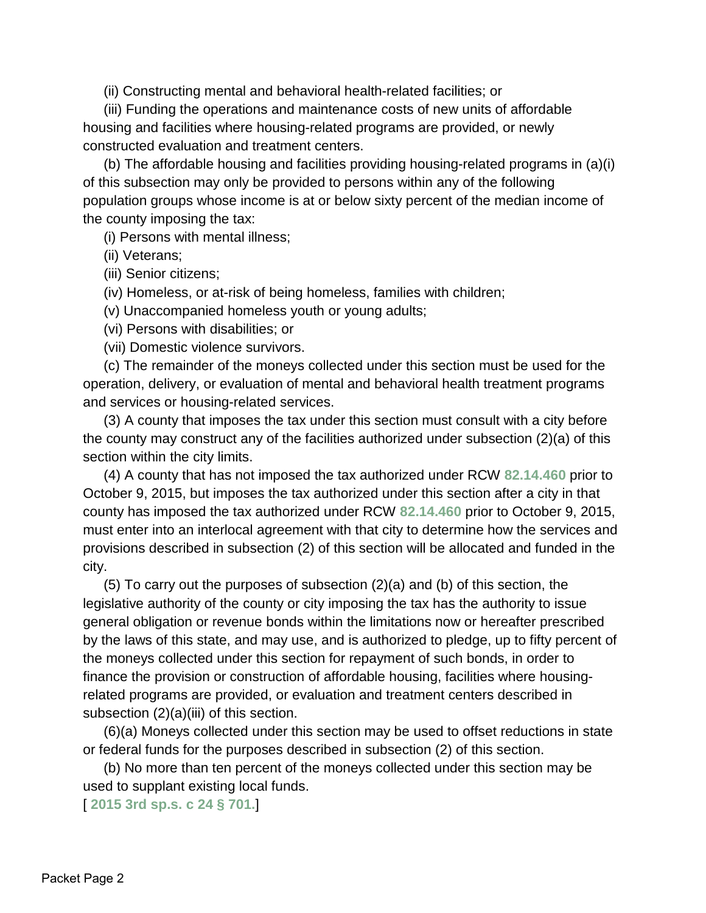(ii) Constructing mental and behavioral health-related facilities; or

(iii) Funding the operations and maintenance costs of new units of affordable housing and facilities where housing-related programs are provided, or newly constructed evaluation and treatment centers.

(b) The affordable housing and facilities providing housing-related programs in (a)(i) of this subsection may only be provided to persons within any of the following population groups whose income is at or below sixty percent of the median income of the county imposing the tax:

(i) Persons with mental illness;

(ii) Veterans;

(iii) Senior citizens;

(iv) Homeless, or at-risk of being homeless, families with children;

(v) Unaccompanied homeless youth or young adults;

(vi) Persons with disabilities; or

(vii) Domestic violence survivors.

(c) The remainder of the moneys collected under this section must be used for the operation, delivery, or evaluation of mental and behavioral health treatment programs and services or housing-related services.

(3) A county that imposes the tax under this section must consult with a city before the county may construct any of the facilities authorized under subsection (2)(a) of this section within the city limits.

(4) A county that has not imposed the tax authorized under RCW **82.14.460** prior to October 9, 2015, but imposes the tax authorized under this section after a city in that county has imposed the tax authorized under RCW **82.14.460** prior to October 9, 2015, must enter into an interlocal agreement with that city to determine how the services and provisions described in subsection (2) of this section will be allocated and funded in the city.

(5) To carry out the purposes of subsection (2)(a) and (b) of this section, the legislative authority of the county or city imposing the tax has the authority to issue general obligation or revenue bonds within the limitations now or hereafter prescribed by the laws of this state, and may use, and is authorized to pledge, up to fifty percent of the moneys collected under this section for repayment of such bonds, in order to finance the provision or construction of affordable housing, facilities where housing-related programs are provided, or evaluation and treatment centers described in subsection (2)(a)(iii) of this section.

(6)(a) Moneys collected under this section may be used to offset reductions in state or federal funds for the purposes described in subsection (2) of this section.

(b) No more than ten percent of the moneys collected under this section may be used to supplant existing local funds.

[ **2015 3rd sp.s. c 24 § 701.**]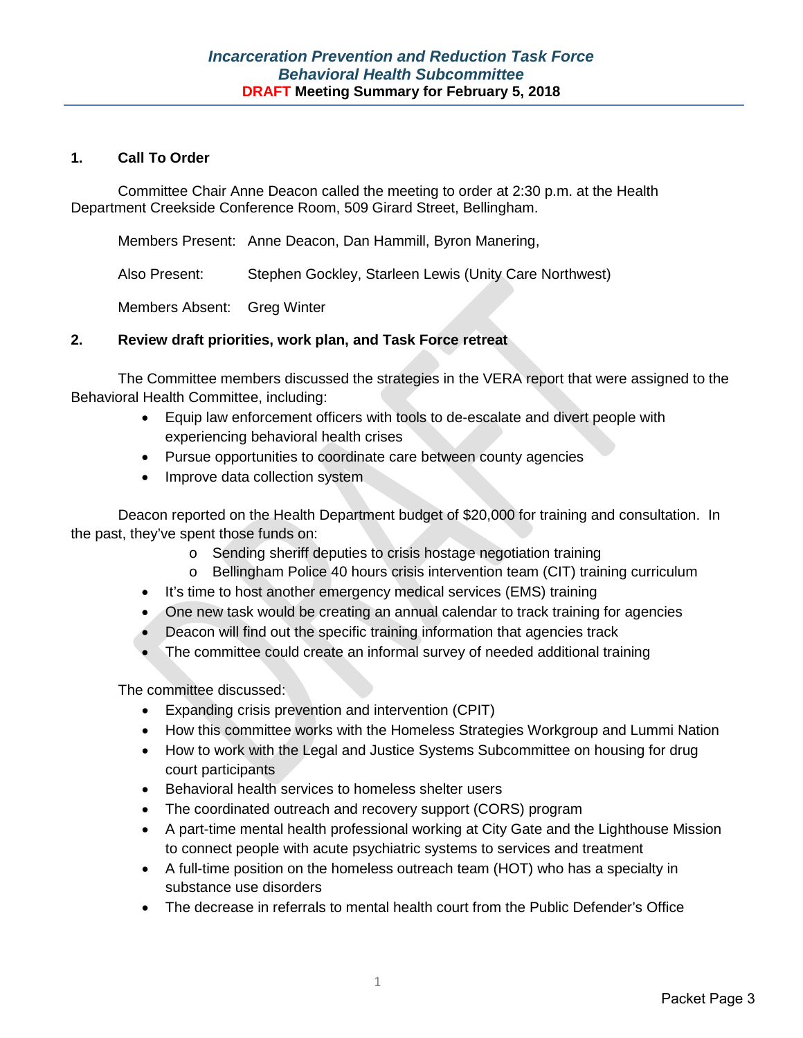***Incarceration Prevention and Reduction Task Force***
***Behavioral Health Subcommittee***
**DRAFT Meeting Summary for February 5, 2018**

## 1. Call To Order

Committee Chair Anne Deacon called the meeting to order at 2:30 p.m. at the Health Department Creekside Conference Room, 509 Girard Street, Bellingham.

Members Present: Anne Deacon, Dan Hammill, Byron Manering,

Also Present: Stephen Gockley, Starleen Lewis (Unity Care Northwest)

Members Absent: Greg Winter

## 2. Review draft priorities, work plan, and Task Force retreat

The Committee members discussed the strategies in the VERA report that were assigned to the Behavioral Health Committee, including:

- Equip law enforcement officers with tools to de-escalate and divert people with experiencing behavioral health crises
- Pursue opportunities to coordinate care between county agencies
- Improve data collection system

Deacon reported on the Health Department budget of $20,000 for training and consultation. In the past, they've spent those funds on:

  - Sending sheriff deputies to crisis hostage negotiation training
  - Bellingham Police 40 hours crisis intervention team (CIT) training curriculum
- It's time to host another emergency medical services (EMS) training
- One new task would be creating an annual calendar to track training for agencies
- Deacon will find out the specific training information that agencies track
- The committee could create an informal survey of needed additional training

The committee discussed:

- Expanding crisis prevention and intervention (CPIT)
- How this committee works with the Homeless Strategies Workgroup and Lummi Nation
- How to work with the Legal and Justice Systems Subcommittee on housing for drug court participants
- Behavioral health services to homeless shelter users
- The coordinated outreach and recovery support (CORS) program
- A part-time mental health professional working at City Gate and the Lighthouse Mission to connect people with acute psychiatric systems to services and treatment
- A full-time position on the homeless outreach team (HOT) who has a specialty in substance use disorders
- The decrease in referrals to mental health court from the Public Defender's Office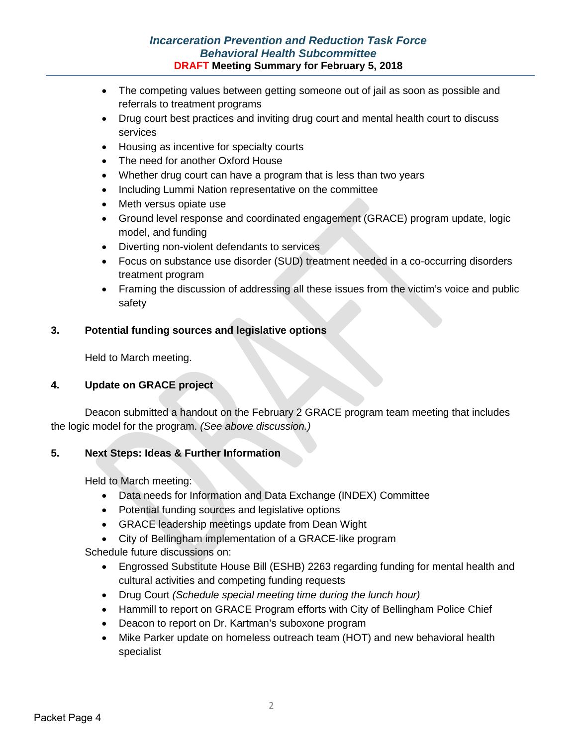- The competing values between getting someone out of jail as soon as possible and referrals to treatment programs
- Drug court best practices and inviting drug court and mental health court to discuss services
- Housing as incentive for specialty courts
- The need for another Oxford House
- Whether drug court can have a program that is less than two years
- Including Lummi Nation representative on the committee
- Meth versus opiate use
- Ground level response and coordinated engagement (GRACE) program update, logic model, and funding
- Diverting non-violent defendants to services
- Focus on substance use disorder (SUD) treatment needed in a co-occurring disorders treatment program
- Framing the discussion of addressing all these issues from the victim's voice and public safety

**3. Potential funding sources and legislative options**

Held to March meeting.

**4. Update on GRACE project**

Deacon submitted a handout on the February 2 GRACE program team meeting that includes the logic model for the program. *(See above discussion.)*

**5. Next Steps: Ideas & Further Information**

Held to March meeting:

- Data needs for Information and Data Exchange (INDEX) Committee
- Potential funding sources and legislative options
- GRACE leadership meetings update from Dean Wight
- City of Bellingham implementation of a GRACE-like program

Schedule future discussions on:

- Engrossed Substitute House Bill (ESHB) 2263 regarding funding for mental health and cultural activities and competing funding requests
- Drug Court *(Schedule special meeting time during the lunch hour)*
- Hammill to report on GRACE Program efforts with City of Bellingham Police Chief
- Deacon to report on Dr. Kartman's suboxone program
- Mike Parker update on homeless outreach team (HOT) and new behavioral health specialist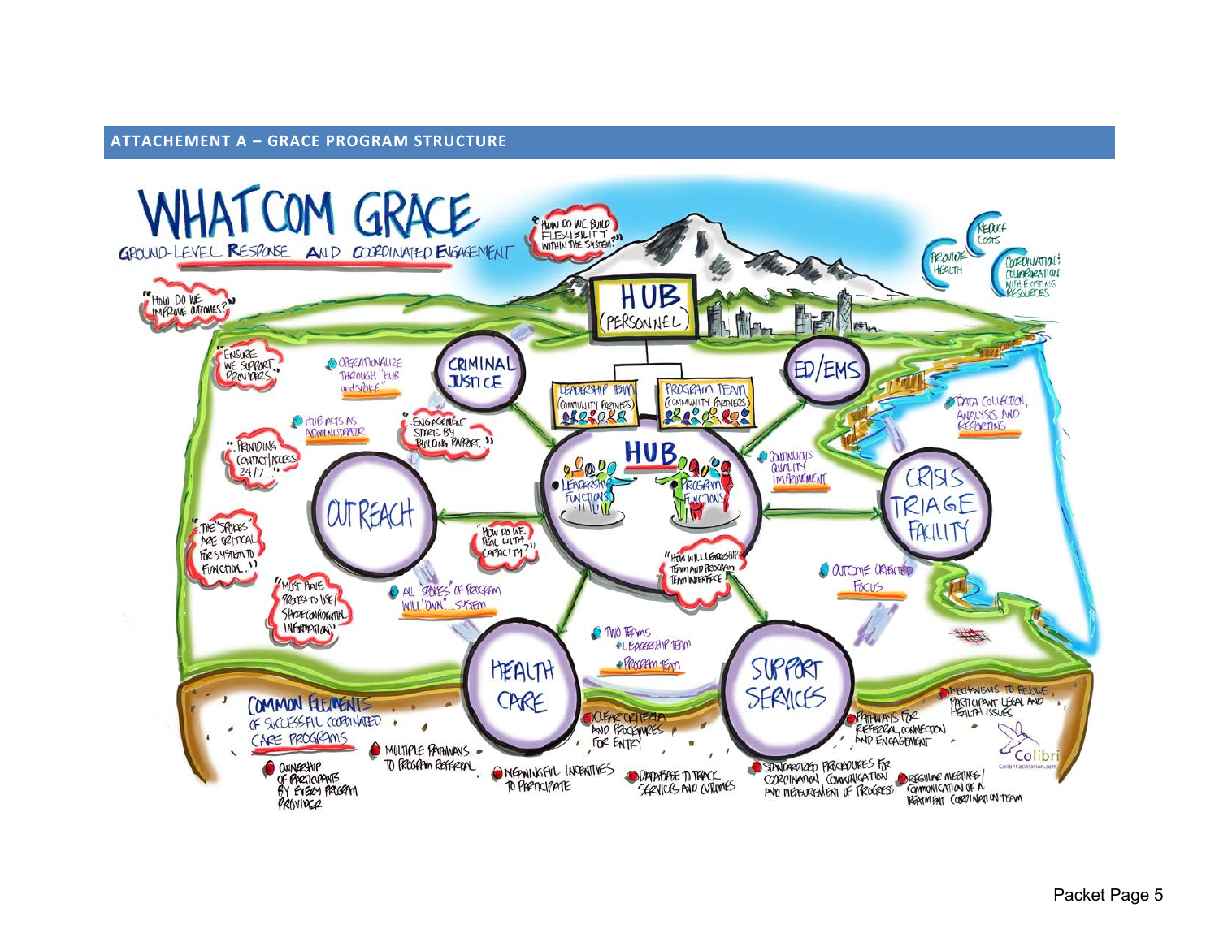## ATTACHEMENT A – GRACE PROGRAM STRUCTURE

WHATCOM GRACE

GROUND-LEVEL RESPONSE AND COORDINATED ENGAGEMENT

"HOW DO WE BUILD FLEXIBILITY WITHIN THE SYSTEM?"

"HOW DO WE IMPROVE OUTCOMES?"

REDUCE COSTS

PROVIDE HEALTH

COORDINATION/COLLABORATION WITH EXISTING RESOURCES

HUB (PERSONNEL)

LEADERSHIP TEAM (COMMUNITY PARTNERS)

PROGRAM TEAM (COMMUNITY PARTNERS)

HUB

LEADERSHIP FUNCTIONS

PROGRAM FUNCTIONS

CRIMINAL JUSTICE

ED/EMS

OUTREACH

CRISIS TRIAGE FACILITY

HEALTH CARE

SUPPORT SERVICES

"ENSURE WE SUPPORT PROVIDERS"

OPERATIONALIZE THROUGH "HUB and SPOKE"

HUB ACTS AS ADMINISTRATOR

"...ENGAGEMENT STARTS BY BUILDING RAPPORT..."

"...PROVIDING CONTACT/ACCESS 24/7..."

"THE 'SPOKES' ARE CRITICAL FOR SYSTEM TO FUNCTION..."

"HOW DO WE DEAL WITH CAPACITY?"

"MUST HAVE PROCESS TO USE/SHARE CONFIDENTIAL INFORMATION"

ALL 'SPOKES' OF PROGRAM WILL 'OWN'... SYSTEM

"HOW WILL LEADERSHIP TEAM AND PROGRAM TEAM INTERFACE"

DATA COLLECTION, ANALYSIS AND REPORTING

CONTINUOUS QUALITY IMPROVEMENT

OUTCOME ORIENTED FOCUS

TWO TEAMS
- LEADERSHIP TEAM
- PROGRAM TEAM

COMMON ELEMENTS OF SUCCESSFUL COORDINATED CARE PROGRAMS

- OWNERSHIP OF PARTICIPANTS BY EVERY PROGRAM PROVIDER
- MULTIPLE PATHWAYS TO PROGRAM REFERRAL
- MEANINGFUL INCENTIVES TO PARTICIPATE
- CLEAR CRITERIA AND PROCEDURES FOR ENTRY
- DATABASE TO TRACK SERVICES AND OUTCOMES
- STANDARDIZED PROCEDURES FOR COORDINATION, COMMUNICATION AND MEASUREMENT OF PROGRESS
- PATHWAYS FOR REFERRAL, CONNECTION AND ENGAGEMENT
- MECHANISMS TO RESOLVE PARTICIPANT LEGAL AND HEALTH ISSUES
- REGULAR MEETINGS/COMMUNICATION OF A TREATMENT COORDINATION TEAM

Colibri
ColibriFacilitation.com